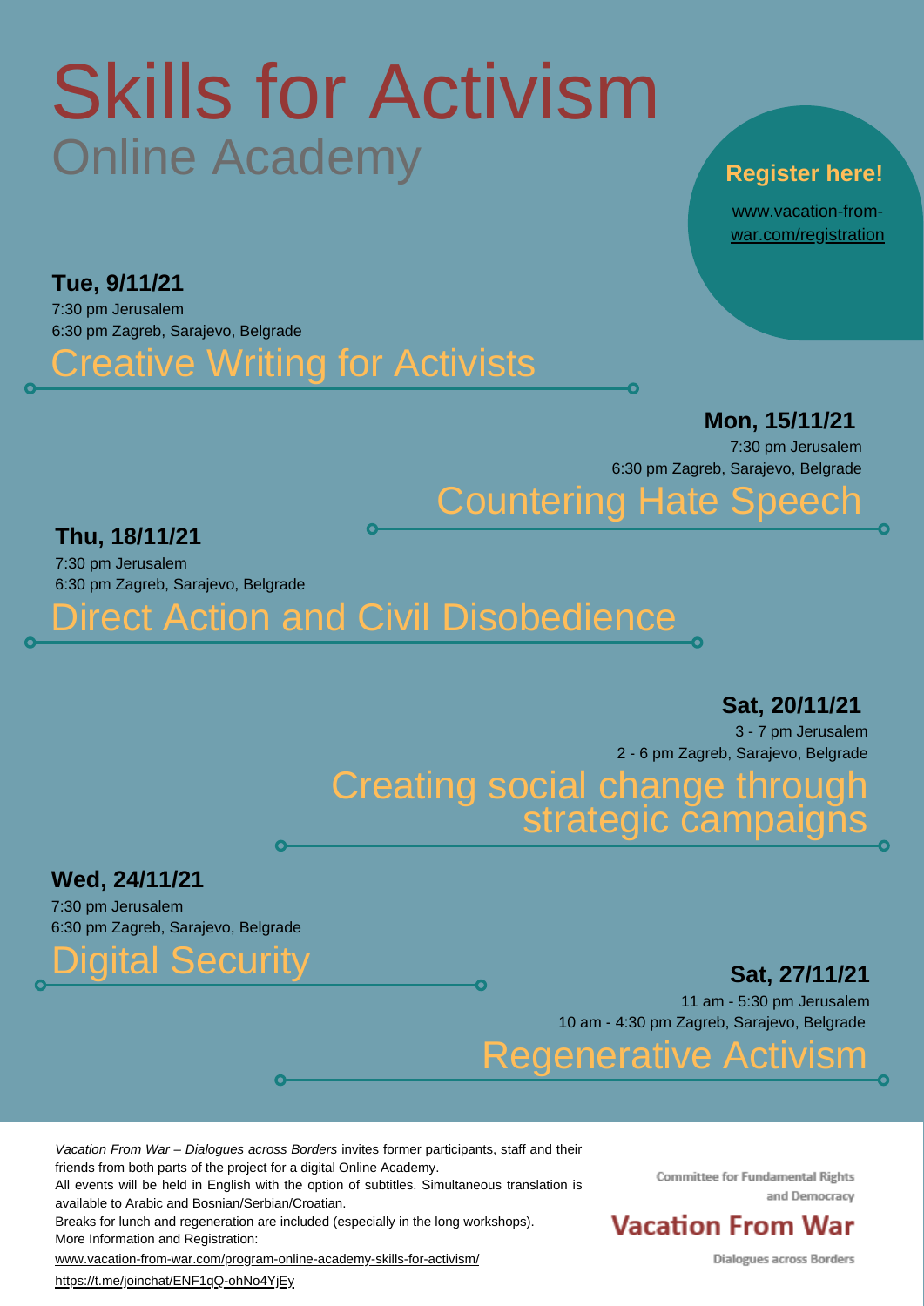# Skills for Activism

## Online Academy

**Register here!**

www.vacation-from-war.com/registration

**Tue, 9/11/21**
7:30 pm Jerusalem
6:30 pm Zagreb, Sarajevo, Belgrade

### Creative Writing for Activists

**Mon, 15/11/21**
7:30 pm Jerusalem
6:30 pm Zagreb, Sarajevo, Belgrade

### Countering Hate Speech

**Thu, 18/11/21**
7:30 pm Jerusalem
6:30 pm Zagreb, Sarajevo, Belgrade

### Direct Action and Civil Disobedience

**Sat, 20/11/21**
3 - 7 pm Jerusalem
2 - 6 pm Zagreb, Sarajevo, Belgrade

### Creating social change through strategic campaigns

**Wed, 24/11/21**
7:30 pm Jerusalem
6:30 pm Zagreb, Sarajevo, Belgrade

### Digital Security

**Sat, 27/11/21**
11 am - 5:30 pm Jerusalem
10 am - 4:30 pm Zagreb, Sarajevo, Belgrade

### Regenerative Activism

*Vacation From War – Dialogues across Borders* invites former participants, staff and their friends from both parts of the project for a digital Online Academy.
All events will be held in English with the option of subtitles. Simultaneous translation is available to Arabic and Bosnian/Serbian/Croatian.
Breaks for lunch and regeneration are included (especially in the long workshops).
More Information and Registration:
www.vacation-from-war.com/program-online-academy-skills-for-activism/
https://t.me/joinchat/ENF1qQ-ohNo4YjEy

Committee for Fundamental Rights and Democracy

**Vacation From War**

Dialogues across Borders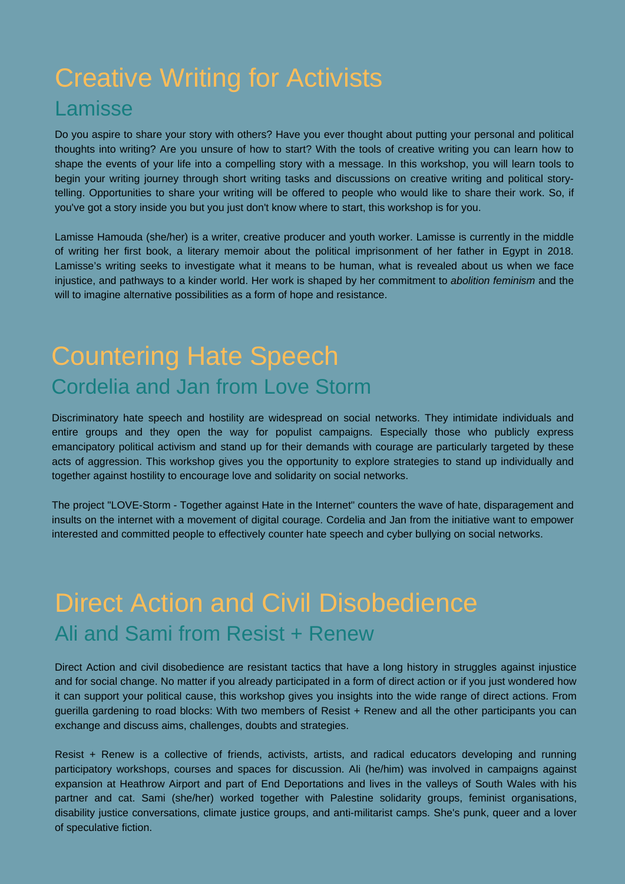# Creative Writing for Activists

## Lamisse

Do you aspire to share your story with others? Have you ever thought about putting your personal and political thoughts into writing? Are you unsure of how to start? With the tools of creative writing you can learn how to shape the events of your life into a compelling story with a message. In this workshop, you will learn tools to begin your writing journey through short writing tasks and discussions on creative writing and political story-telling. Opportunities to share your writing will be offered to people who would like to share their work. So, if you've got a story inside you but you just don't know where to start, this workshop is for you.

Lamisse Hamouda (she/her) is a writer, creative producer and youth worker. Lamisse is currently in the middle of writing her first book, a literary memoir about the political imprisonment of her father in Egypt in 2018. Lamisse's writing seeks to investigate what it means to be human, what is revealed about us when we face injustice, and pathways to a kinder world. Her work is shaped by her commitment to *abolition feminism* and the will to imagine alternative possibilities as a form of hope and resistance.

# Countering Hate Speech

## Cordelia and Jan from Love Storm

Discriminatory hate speech and hostility are widespread on social networks. They intimidate individuals and entire groups and they open the way for populist campaigns. Especially those who publicly express emancipatory political activism and stand up for their demands with courage are particularly targeted by these acts of aggression. This workshop gives you the opportunity to explore strategies to stand up individually and together against hostility to encourage love and solidarity on social networks.

The project "LOVE-Storm - Together against Hate in the Internet" counters the wave of hate, disparagement and insults on the internet with a movement of digital courage. Cordelia and Jan from the initiative want to empower interested and committed people to effectively counter hate speech and cyber bullying on social networks.

# Direct Action and Civil Disobedience

## Ali and Sami from Resist + Renew

Direct Action and civil disobedience are resistant tactics that have a long history in struggles against injustice and for social change. No matter if you already participated in a form of direct action or if you just wondered how it can support your political cause, this workshop gives you insights into the wide range of direct actions. From guerilla gardening to road blocks: With two members of Resist + Renew and all the other participants you can exchange and discuss aims, challenges, doubts and strategies.

Resist + Renew is a collective of friends, activists, artists, and radical educators developing and running participatory workshops, courses and spaces for discussion. Ali (he/him) was involved in campaigns against expansion at Heathrow Airport and part of End Deportations and lives in the valleys of South Wales with his partner and cat. Sami (she/her) worked together with Palestine solidarity groups, feminist organisations, disability justice conversations, climate justice groups, and anti-militarist camps. She's punk, queer and a lover of speculative fiction.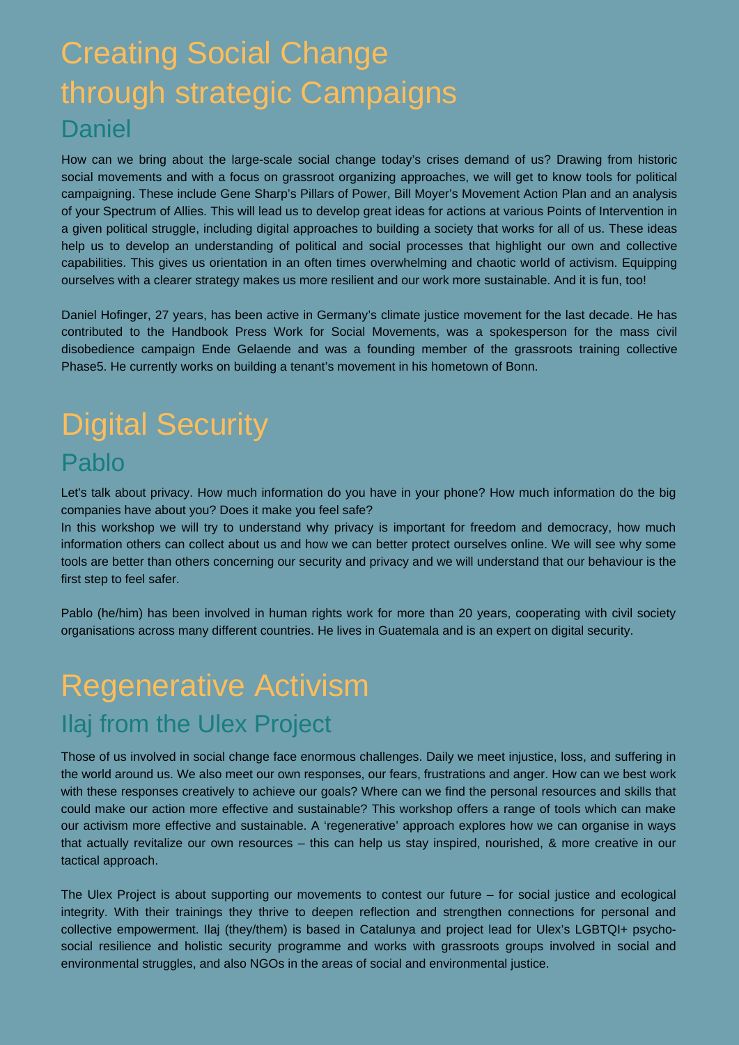# Creating Social Change through strategic Campaigns

## Daniel

How can we bring about the large-scale social change today's crises demand of us? Drawing from historic social movements and with a focus on grassroot organizing approaches, we will get to know tools for political campaigning. These include Gene Sharp's Pillars of Power, Bill Moyer's Movement Action Plan and an analysis of your Spectrum of Allies. This will lead us to develop great ideas for actions at various Points of Intervention in a given political struggle, including digital approaches to building a society that works for all of us. These ideas help us to develop an understanding of political and social processes that highlight our own and collective capabilities. This gives us orientation in an often times overwhelming and chaotic world of activism. Equipping ourselves with a clearer strategy makes us more resilient and our work more sustainable. And it is fun, too!

Daniel Hofinger, 27 years, has been active in Germany's climate justice movement for the last decade. He has contributed to the Handbook Press Work for Social Movements, was a spokesperson for the mass civil disobedience campaign Ende Gelaende and was a founding member of the grassroots training collective Phase5. He currently works on building a tenant's movement in his hometown of Bonn.

# Digital Security

## Pablo

Let's talk about privacy. How much information do you have in your phone? How much information do the big companies have about you? Does it make you feel safe?
In this workshop we will try to understand why privacy is important for freedom and democracy, how much information others can collect about us and how we can better protect ourselves online. We will see why some tools are better than others concerning our security and privacy and we will understand that our behaviour is the first step to feel safer.

Pablo (he/him) has been involved in human rights work for more than 20 years, cooperating with civil society organisations across many different countries. He lives in Guatemala and is an expert on digital security.

# Regenerative Activism

## Ilaj from the Ulex Project

Those of us involved in social change face enormous challenges. Daily we meet injustice, loss, and suffering in the world around us. We also meet our own responses, our fears, frustrations and anger. How can we best work with these responses creatively to achieve our goals? Where can we find the personal resources and skills that could make our action more effective and sustainable? This workshop offers a range of tools which can make our activism more effective and sustainable. A 'regenerative' approach explores how we can organise in ways that actually revitalize our own resources – this can help us stay inspired, nourished, & more creative in our tactical approach.

The Ulex Project is about supporting our movements to contest our future – for social justice and ecological integrity. With their trainings they thrive to deepen reflection and strengthen connections for personal and collective empowerment. Ilaj (they/them) is based in Catalunya and project lead for Ulex's LGBTQI+ psycho-social resilience and holistic security programme and works with grassroots groups involved in social and environmental struggles, and also NGOs in the areas of social and environmental justice.